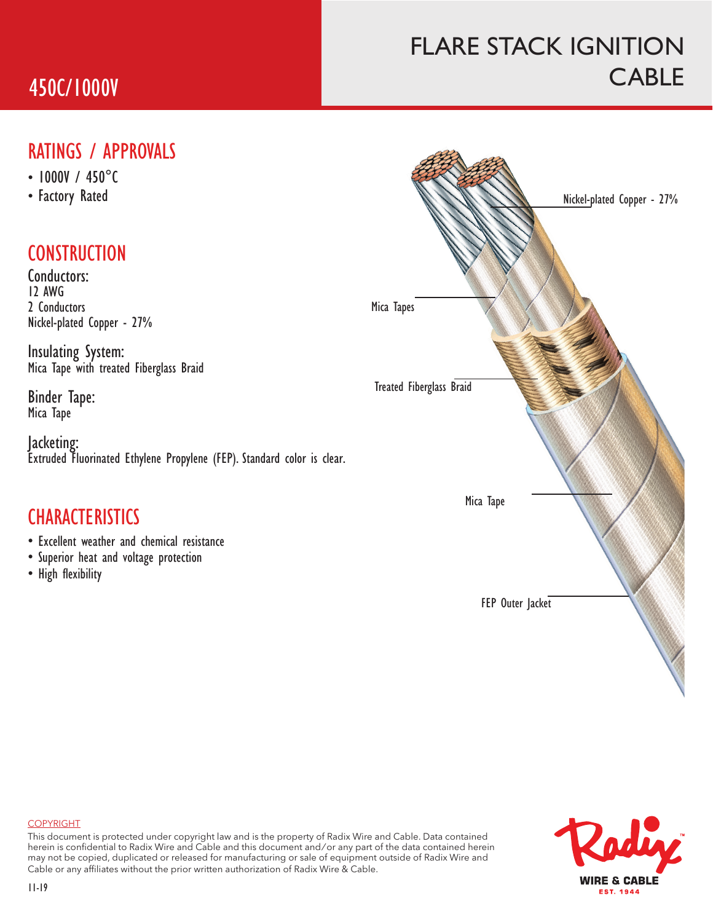# FLARE STACK IGNITION CABLE

## 450C/1000V

## RATINGS / APPROVALS

- 1000V / 450°C
- Factory Rated

## CONSTRUCTION

**Conductors:**
12 AWG
2 Conductors
Nickel-plated Copper - 27%

**Insulating System:**
Mica Tape with treated Fiberglass Braid

**Binder Tape:**
Mica Tape

**Jacketing:**
Extruded Fluorinated Ethylene Propylene (FEP). Standard color is clear.

## CHARACTERISTICS

- Excellent weather and chemical resistance
- Superior heat and voltage protection
- High flexibility

Nickel-plated Copper - 27%

Mica Tapes

Treated Fiberglass Braid

Mica Tape

FEP Outer Jacket

COPYRIGHT

This document is protected under copyright law and is the property of Radix Wire and Cable. Data contained herein is confidential to Radix Wire and Cable and this document and/or any part of the data contained herein may not be copied, duplicated or released for manufacturing or sale of equipment outside of Radix Wire and Cable or any affiliates without the prior written authorization of Radix Wire & Cable.

11-19

Radix WIRE & CABLE EST. 1944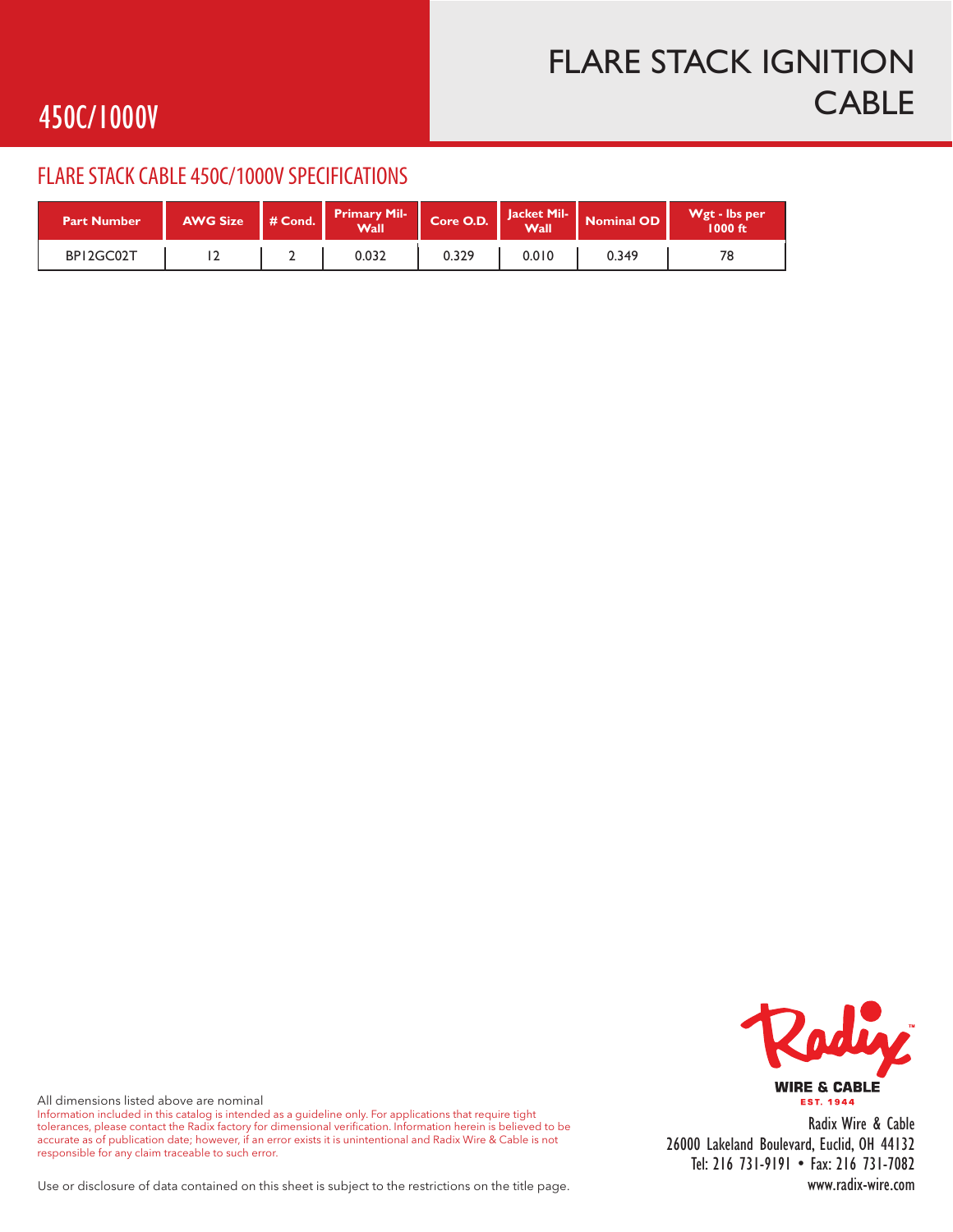# FLARE STACK IGNITION CABLE

## 450C/1000V

### FLARE STACK CABLE 450C/1000V SPECIFICATIONS

| Part Number | AWG Size | # Cond. | Primary Mil-Wall | Core O.D. | Jacket Mil-Wall | Nominal OD | Wgt - lbs per 1000 ft |
|---|---|---|---|---|---|---|---|
| BP12GC02T | 12 | 2 | 0.032 | 0.329 | 0.010 | 0.349 | 78 |

All dimensions listed above are nominal

Information included in this catalog is intended as a guideline only. For applications that require tight tolerances, please contact the Radix factory for dimensional verification. Information herein is believed to be accurate as of publication date; however, if an error exists it is unintentional and Radix Wire & Cable is not responsible for any claim traceable to such error.

Use or disclosure of data contained on this sheet is subject to the restrictions on the title page.

Radix Wire & Cable
26000 Lakeland Boulevard, Euclid, OH 44132
Tel: 216 731-9191 • Fax: 216 731-7082
www.radix-wire.com